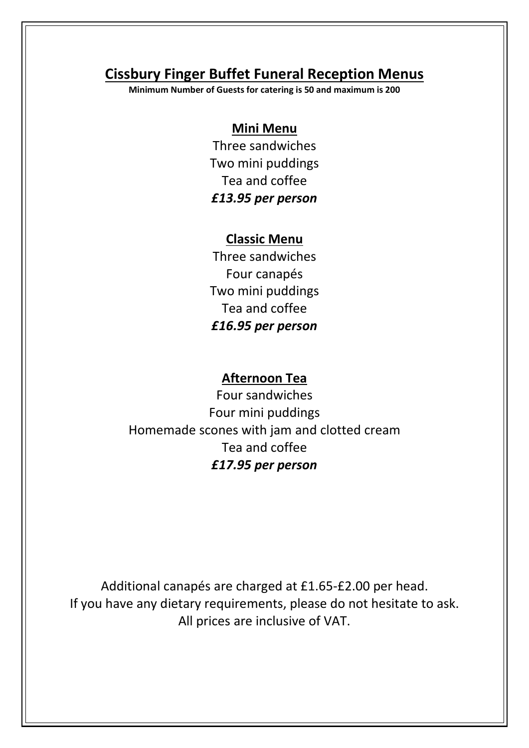# Cissbury Finger Buffet Funeral Reception Menus

**Minimum Number of Guests for catering is 50 and maximum is 200**

## Mini Menu

Three sandwiches
Two mini puddings
Tea and coffee
***£13.95 per person***

## Classic Menu

Three sandwiches
Four canapés
Two mini puddings
Tea and coffee
***£16.95 per person***

## Afternoon Tea

Four sandwiches
Four mini puddings
Homemade scones with jam and clotted cream
Tea and coffee
***£17.95 per person***

Additional canapés are charged at £1.65-£2.00 per head.
If you have any dietary requirements, please do not hesitate to ask.
All prices are inclusive of VAT.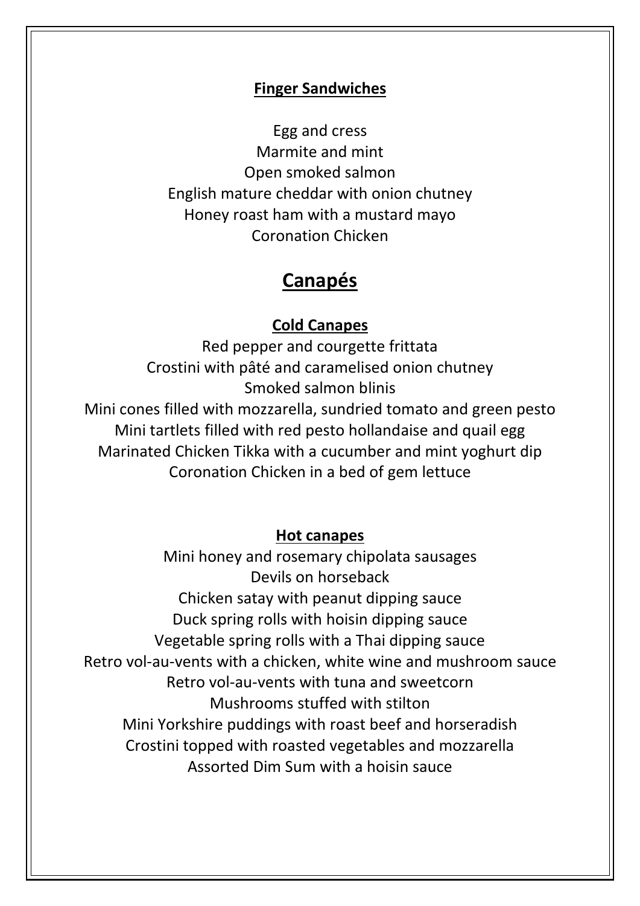### Finger Sandwiches

Egg and cress
Marmite and mint
Open smoked salmon
English mature cheddar with onion chutney
Honey roast ham with a mustard mayo
Coronation Chicken

## Canapés

### Cold Canapes

Red pepper and courgette frittata
Crostini with pâté and caramelised onion chutney
Smoked salmon blinis
Mini cones filled with mozzarella, sundried tomato and green pesto
Mini tartlets filled with red pesto hollandaise and quail egg
Marinated Chicken Tikka with a cucumber and mint yoghurt dip
Coronation Chicken in a bed of gem lettuce

### Hot canapes

Mini honey and rosemary chipolata sausages
Devils on horseback
Chicken satay with peanut dipping sauce
Duck spring rolls with hoisin dipping sauce
Vegetable spring rolls with a Thai dipping sauce
Retro vol-au-vents with a chicken, white wine and mushroom sauce
Retro vol-au-vents with tuna and sweetcorn
Mushrooms stuffed with stilton
Mini Yorkshire puddings with roast beef and horseradish
Crostini topped with roasted vegetables and mozzarella
Assorted Dim Sum with a hoisin sauce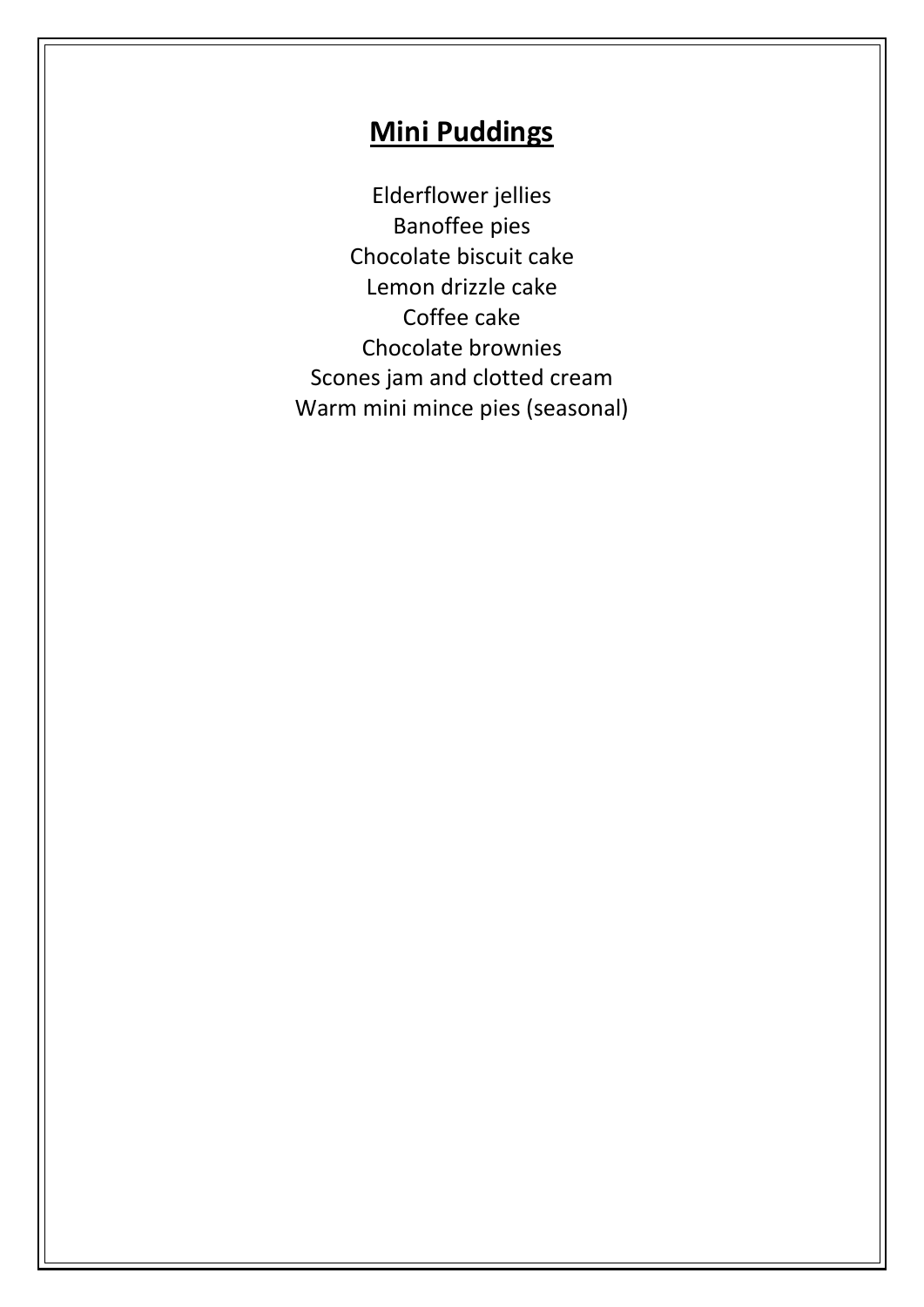## Mini Puddings

Elderflower jellies
Banoffee pies
Chocolate biscuit cake
Lemon drizzle cake
Coffee cake
Chocolate brownies
Scones jam and clotted cream
Warm mini mince pies (seasonal)